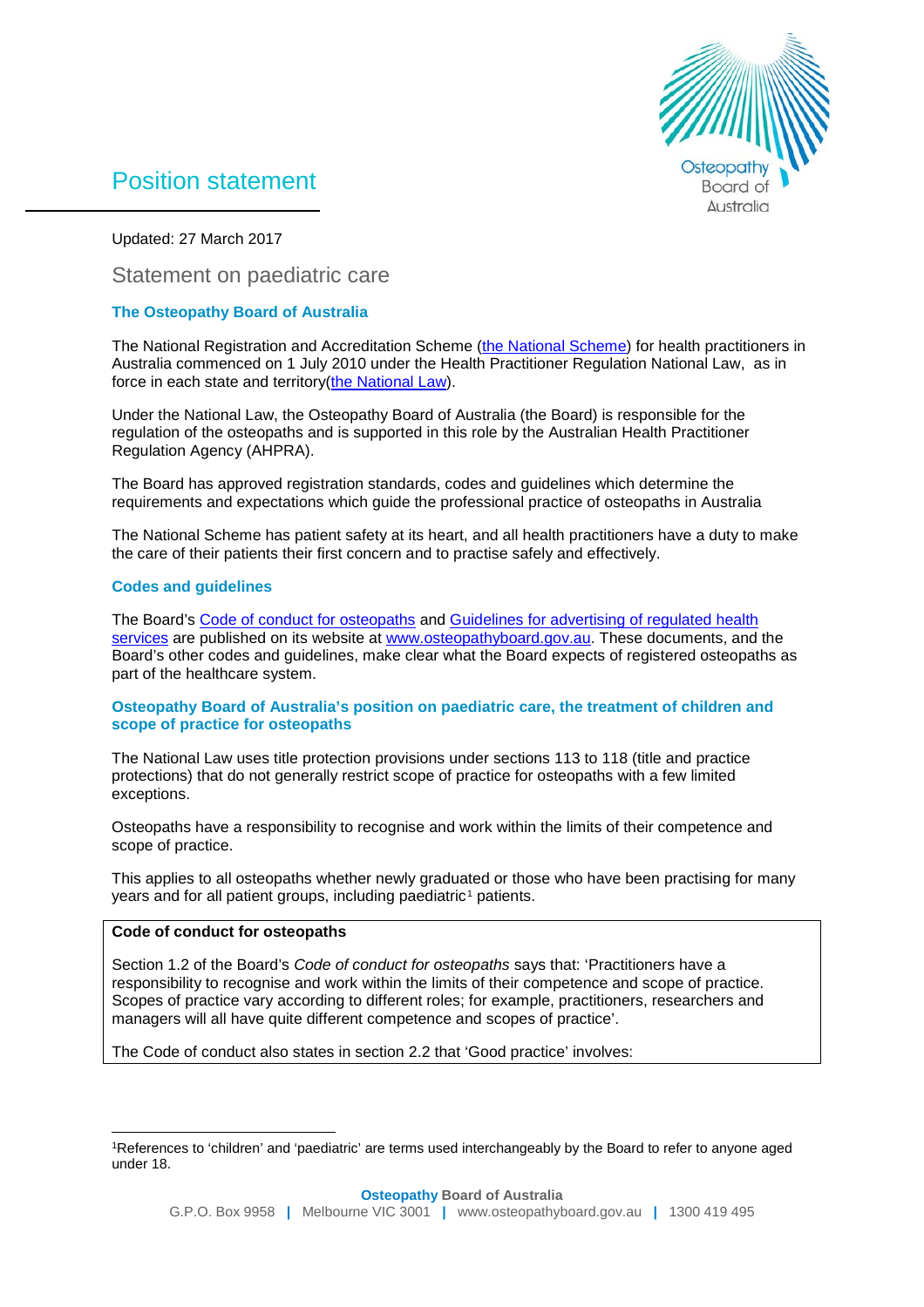# Position statement

Updated: 27 March 2017

## Statement on paediatric care

### The Osteopathy Board of Australia

The National Registration and Accreditation Scheme (the National Scheme) for health practitioners in Australia commenced on 1 July 2010 under the Health Practitioner Regulation National Law, as in force in each state and territory(the National Law).

Under the National Law, the Osteopathy Board of Australia (the Board) is responsible for the regulation of the osteopaths and is supported in this role by the Australian Health Practitioner Regulation Agency (AHPRA).

The Board has approved registration standards, codes and guidelines which determine the requirements and expectations which guide the professional practice of osteopaths in Australia

The National Scheme has patient safety at its heart, and all health practitioners have a duty to make the care of their patients their first concern and to practise safely and effectively.

### Codes and guidelines

The Board's Code of conduct for osteopaths and Guidelines for advertising of regulated health services are published on its website at www.osteopathyboard.gov.au. These documents, and the Board's other codes and guidelines, make clear what the Board expects of registered osteopaths as part of the healthcare system.

### Osteopathy Board of Australia's position on paediatric care, the treatment of children and scope of practice for osteopaths

The National Law uses title protection provisions under sections 113 to 118 (title and practice protections) that do not generally restrict scope of practice for osteopaths with a few limited exceptions.

Osteopaths have a responsibility to recognise and work within the limits of their competence and scope of practice.

This applies to all osteopaths whether newly graduated or those who have been practising for many years and for all patient groups, including paediatric[1] patients.

**Code of conduct for osteopaths**

Section 1.2 of the Board's *Code of conduct for osteopaths* says that: 'Practitioners have a responsibility to recognise and work within the limits of their competence and scope of practice. Scopes of practice vary according to different roles; for example, practitioners, researchers and managers will all have quite different competence and scopes of practice'.

The Code of conduct also states in section 2.2 that 'Good practice' involves:

[1]References to 'children' and 'paediatric' are terms used interchangeably by the Board to refer to anyone aged under 18.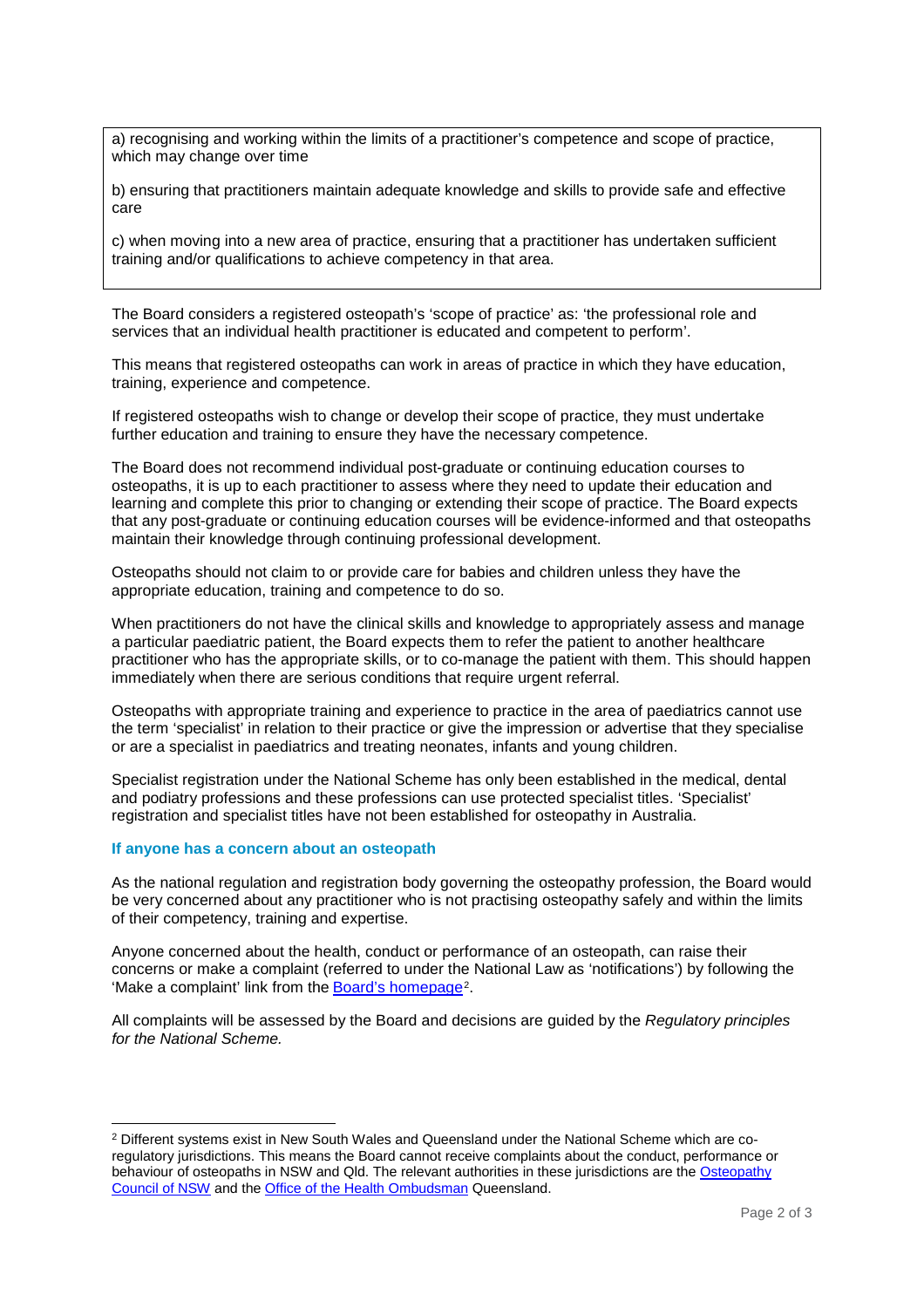a) recognising and working within the limits of a practitioner's competence and scope of practice, which may change over time

b) ensuring that practitioners maintain adequate knowledge and skills to provide safe and effective care

c) when moving into a new area of practice, ensuring that a practitioner has undertaken sufficient training and/or qualifications to achieve competency in that area.

The Board considers a registered osteopath's 'scope of practice' as: 'the professional role and services that an individual health practitioner is educated and competent to perform'.

This means that registered osteopaths can work in areas of practice in which they have education, training, experience and competence.

If registered osteopaths wish to change or develop their scope of practice, they must undertake further education and training to ensure they have the necessary competence.

The Board does not recommend individual post-graduate or continuing education courses to osteopaths, it is up to each practitioner to assess where they need to update their education and learning and complete this prior to changing or extending their scope of practice. The Board expects that any post-graduate or continuing education courses will be evidence-informed and that osteopaths maintain their knowledge through continuing professional development.

Osteopaths should not claim to or provide care for babies and children unless they have the appropriate education, training and competence to do so.

When practitioners do not have the clinical skills and knowledge to appropriately assess and manage a particular paediatric patient, the Board expects them to refer the patient to another healthcare practitioner who has the appropriate skills, or to co-manage the patient with them. This should happen immediately when there are serious conditions that require urgent referral.

Osteopaths with appropriate training and experience to practice in the area of paediatrics cannot use the term 'specialist' in relation to their practice or give the impression or advertise that they specialise or are a specialist in paediatrics and treating neonates, infants and young children.

Specialist registration under the National Scheme has only been established in the medical, dental and podiatry professions and these professions can use protected specialist titles. 'Specialist' registration and specialist titles have not been established for osteopathy in Australia.

### If anyone has a concern about an osteopath

As the national regulation and registration body governing the osteopathy profession, the Board would be very concerned about any practitioner who is not practising osteopathy safely and within the limits of their competency, training and expertise.

Anyone concerned about the health, conduct or performance of an osteopath, can raise their concerns or make a complaint (referred to under the National Law as 'notifications') by following the 'Make a complaint' link from the Board's homepage[2].

All complaints will be assessed by the Board and decisions are guided by the *Regulatory principles for the National Scheme.*

---

[2] Different systems exist in New South Wales and Queensland under the National Scheme which are co-regulatory jurisdictions. This means the Board cannot receive complaints about the conduct, performance or behaviour of osteopaths in NSW and Qld. The relevant authorities in these jurisdictions are the Osteopathy Council of NSW and the Office of the Health Ombudsman Queensland.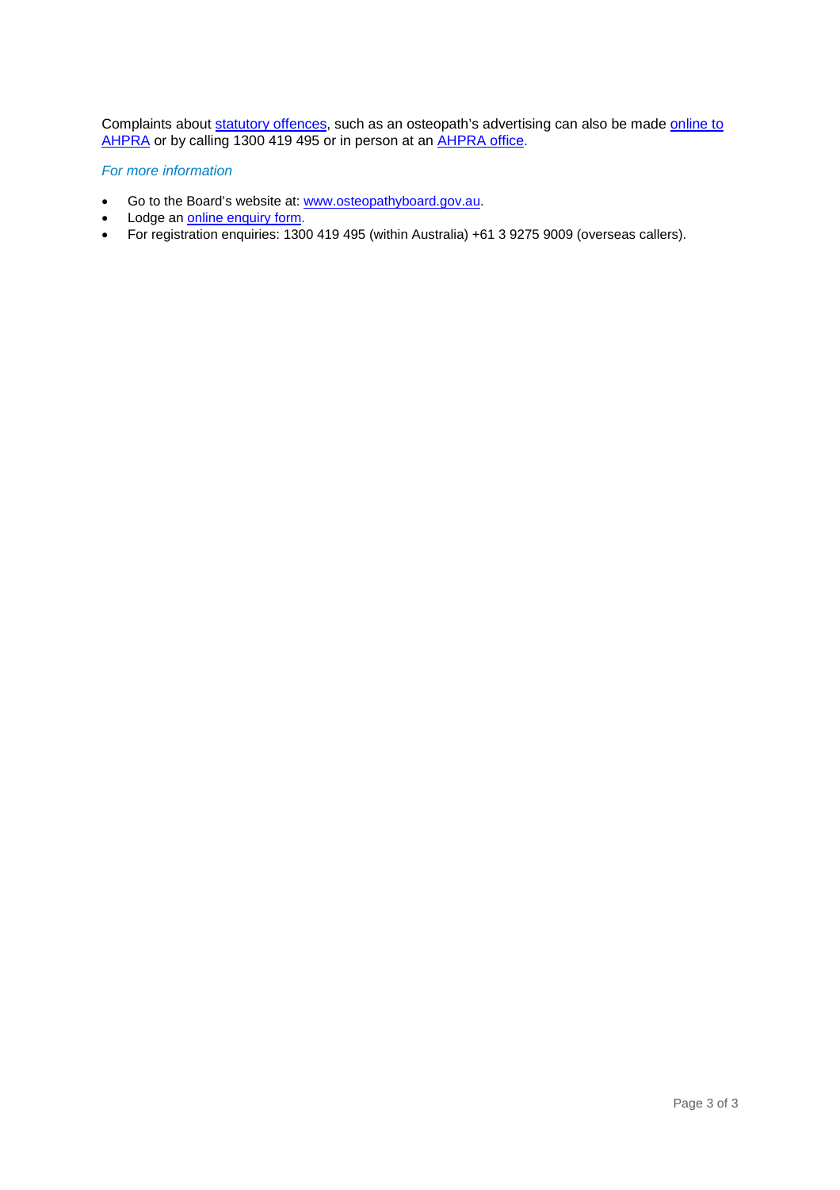Complaints about [statutory offences](#), such as an osteopath's advertising can also be made [online to AHPRA](#) or by calling 1300 419 495 or in person at an [AHPRA office](#).

*For more information*

- Go to the Board's website at: [www.osteopathyboard.gov.au](http://www.osteopathyboard.gov.au).
- Lodge an [online enquiry form](#).
- For registration enquiries: 1300 419 495 (within Australia) +61 3 9275 9009 (overseas callers).